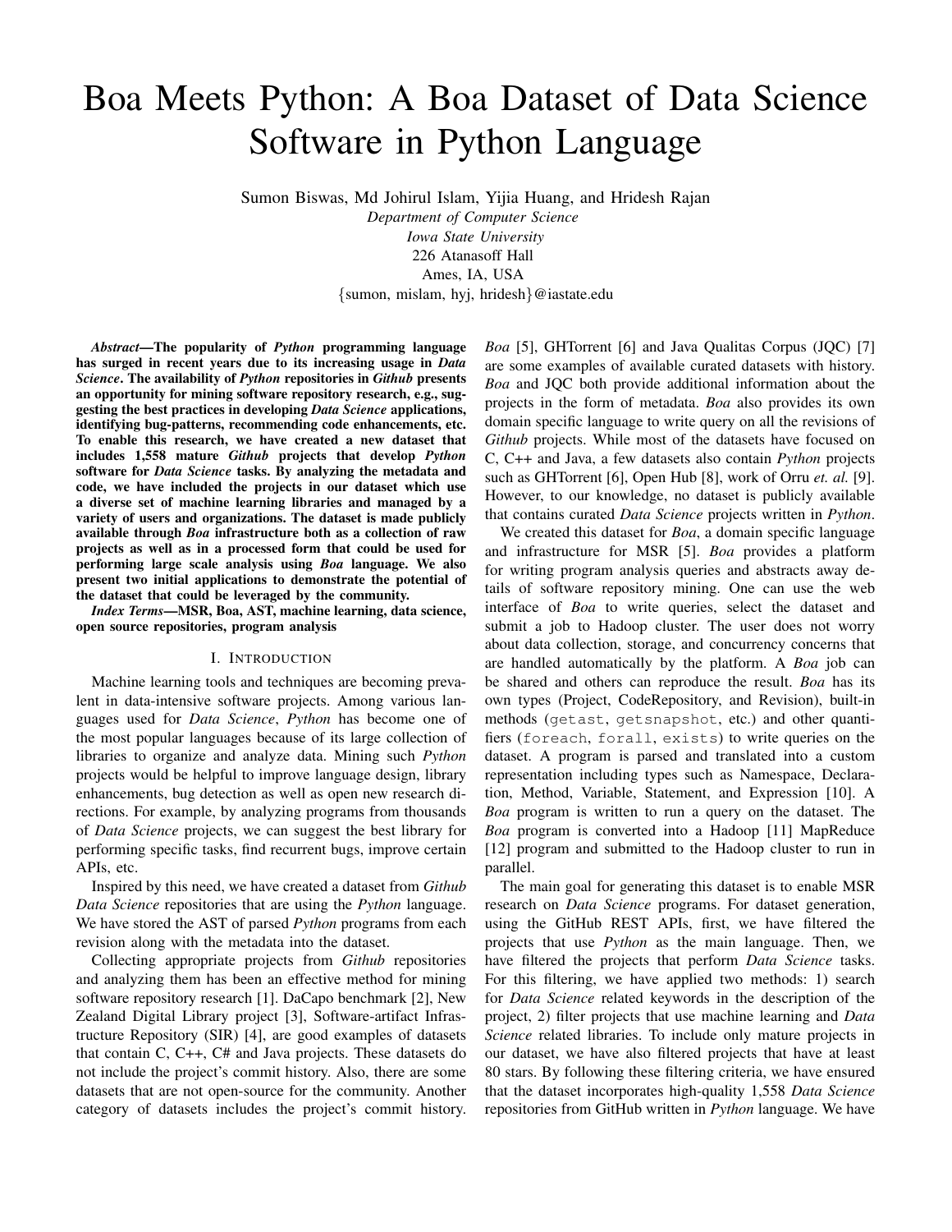# Boa Meets Python: A Boa Dataset of Data Science Software in Python Language

Sumon Biswas, Md Johirul Islam, Yijia Huang, and Hridesh Rajan
*Department of Computer Science*
*Iowa State University*
226 Atanasoff Hall
Ames, IA, USA
{sumon, mislam, hyj, hridesh}@iastate.edu

***Abstract*—The popularity of *Python* programming language has surged in recent years due to its increasing usage in *Data Science*. The availability of *Python* repositories in *Github* presents an opportunity for mining software repository research, e.g., suggesting the best practices in developing *Data Science* applications, identifying bug-patterns, recommending code enhancements, etc. To enable this research, we have created a new dataset that includes 1,558 mature *Github* projects that develop *Python* software for *Data Science* tasks. By analyzing the metadata and code, we have included the projects in our dataset which use a diverse set of machine learning libraries and managed by a variety of users and organizations. The dataset is made publicly available through *Boa* infrastructure both as a collection of raw projects as well as in a processed form that could be used for performing large scale analysis using *Boa* language. We also present two initial applications to demonstrate the potential of the dataset that could be leveraged by the community.**

***Index Terms*—MSR, Boa, AST, machine learning, data science, open source repositories, program analysis**

## I. Introduction

Machine learning tools and techniques are becoming prevalent in data-intensive software projects. Among various languages used for *Data Science*, *Python* has become one of the most popular languages because of its large collection of libraries to organize and analyze data. Mining such *Python* projects would be helpful to improve language design, library enhancements, bug detection as well as open new research directions. For example, by analyzing programs from thousands of *Data Science* projects, we can suggest the best library for performing specific tasks, find recurrent bugs, improve certain APIs, etc.

Inspired by this need, we have created a dataset from *Github Data Science* repositories that are using the *Python* language. We have stored the AST of parsed *Python* programs from each revision along with the metadata into the dataset.

Collecting appropriate projects from *Github* repositories and analyzing them has been an effective method for mining software repository research [1]. DaCapo benchmark [2], New Zealand Digital Library project [3], Software-artifact Infrastructure Repository (SIR) [4], are good examples of datasets that contain C, C++, C# and Java projects. These datasets do not include the project's commit history. Also, there are some datasets that are not open-source for the community. Another category of datasets includes the project's commit history. *Boa* [5], GHTorrent [6] and Java Qualitas Corpus (JQC) [7] are some examples of available curated datasets with history. *Boa* and JQC both provide additional information about the projects in the form of metadata. *Boa* also provides its own domain specific language to write query on all the revisions of *Github* projects. While most of the datasets have focused on C, C++ and Java, a few datasets also contain *Python* projects such as GHTorrent [6], Open Hub [8], work of Orru *et. al.* [9]. However, to our knowledge, no dataset is publicly available that contains curated *Data Science* projects written in *Python*.

We created this dataset for *Boa*, a domain specific language and infrastructure for MSR [5]. *Boa* provides a platform for writing program analysis queries and abstracts away details of software repository mining. One can use the web interface of *Boa* to write queries, select the dataset and submit a job to Hadoop cluster. The user does not worry about data collection, storage, and concurrency concerns that are handled automatically by the platform. A *Boa* job can be shared and others can reproduce the result. *Boa* has its own types (Project, CodeRepository, and Revision), built-in methods (`getast`, `getsnapshot`, etc.) and other quantifiers (`foreach`, `forall`, `exists`) to write queries on the dataset. A program is parsed and translated into a custom representation including types such as Namespace, Declaration, Method, Variable, Statement, and Expression [10]. A *Boa* program is written to run a query on the dataset. The *Boa* program is converted into a Hadoop [11] MapReduce [12] program and submitted to the Hadoop cluster to run in parallel.

The main goal for generating this dataset is to enable MSR research on *Data Science* programs. For dataset generation, using the GitHub REST APIs, first, we have filtered the projects that use *Python* as the main language. Then, we have filtered the projects that perform *Data Science* tasks. For this filtering, we have applied two methods: 1) search for *Data Science* related keywords in the description of the project, 2) filter projects that use machine learning and *Data Science* related libraries. To include only mature projects in our dataset, we have also filtered projects that have at least 80 stars. By following these filtering criteria, we have ensured that the dataset incorporates high-quality 1,558 *Data Science* repositories from GitHub written in *Python* language. We have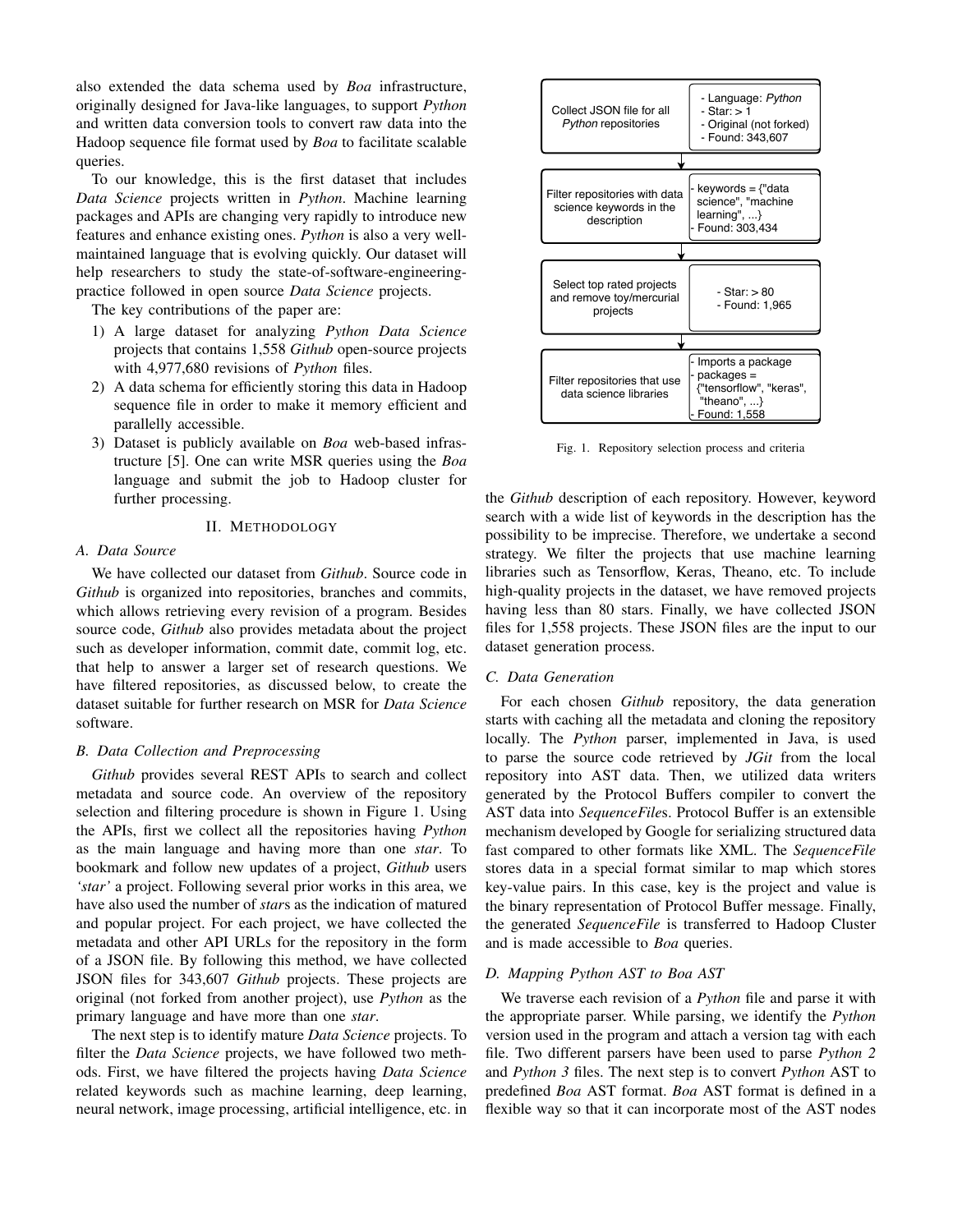also extended the data schema used by *Boa* infrastructure, originally designed for Java-like languages, to support *Python* and written data conversion tools to convert raw data into the Hadoop sequence file format used by *Boa* to facilitate scalable queries.

To our knowledge, this is the first dataset that includes *Data Science* projects written in *Python*. Machine learning packages and APIs are changing very rapidly to introduce new features and enhance existing ones. *Python* is also a very well-maintained language that is evolving quickly. Our dataset will help researchers to study the state-of-software-engineering-practice followed in open source *Data Science* projects.

The key contributions of the paper are:

1) A large dataset for analyzing *Python Data Science* projects that contains 1,558 *Github* open-source projects with 4,977,680 revisions of *Python* files.
2) A data schema for efficiently storing this data in Hadoop sequence file in order to make it memory efficient and parallelly accessible.
3) Dataset is publicly available on *Boa* web-based infrastructure [5]. One can write MSR queries using the *Boa* language and submit the job to Hadoop cluster for further processing.

## II. Methodology

### A. Data Source

We have collected our dataset from *Github*. Source code in *Github* is organized into repositories, branches and commits, which allows retrieving every revision of a program. Besides source code, *Github* also provides metadata about the project such as developer information, commit date, commit log, etc. that help to answer a larger set of research questions. We have filtered repositories, as discussed below, to create the dataset suitable for further research on MSR for *Data Science* software.

### B. Data Collection and Preprocessing

*Github* provides several REST APIs to search and collect metadata and source code. An overview of the repository selection and filtering procedure is shown in Figure 1. Using the APIs, first we collect all the repositories having *Python* as the main language and having more than one *star*. To bookmark and follow new updates of a project, *Github* users *'star'* a project. Following several prior works in this area, we have also used the number of *star*s as the indication of matured and popular project. For each project, we have collected the metadata and other API URLs for the repository in the form of a JSON file. By following this method, we have collected JSON files for 343,607 *Github* projects. These projects are original (not forked from another project), use *Python* as the primary language and have more than one *star*.

The next step is to identify mature *Data Science* projects. To filter the *Data Science* projects, we have followed two methods. First, we have filtered the projects having *Data Science* related keywords such as machine learning, deep learning, neural network, image processing, artificial intelligence, etc. in the *Github* description of each repository. However, keyword search with a wide list of keywords in the description has the possibility to be imprecise. Therefore, we undertake a second strategy. We filter the projects that use machine learning libraries such as Tensorflow, Keras, Theano, etc. To include high-quality projects in the dataset, we have removed projects having less than 80 stars. Finally, we have collected JSON files for 1,558 projects. These JSON files are the input to our dataset generation process.

| Step | Criteria |
|---|---|
| Collect JSON file for all *Python* repositories | - Language: *Python*<br>- Star: > 1<br>- Original (not forked)<br>- Found: 343,607 |
| Filter repositories with data science keywords in the description | - keywords = {"data science", "machine learning", ...}<br>- Found: 303,434 |
| Select top rated projects and remove toy/mercurial projects | - Star: > 80<br>- Found: 1,965 |
| Filter repositories that use data science libraries | - Imports a package<br>- packages = {"tensorflow", "keras", "theano", ...}<br>- Found: 1,558 |

Fig. 1. Repository selection process and criteria

### C. Data Generation

For each chosen *Github* repository, the data generation starts with caching all the metadata and cloning the repository locally. The *Python* parser, implemented in Java, is used to parse the source code retrieved by *JGit* from the local repository into AST data. Then, we utilized data writers generated by the Protocol Buffers compiler to convert the AST data into *SequenceFile*s. Protocol Buffer is an extensible mechanism developed by Google for serializing structured data fast compared to other formats like XML. The *SequenceFile* stores data in a special format similar to map which stores key-value pairs. In this case, key is the project and value is the binary representation of Protocol Buffer message. Finally, the generated *SequenceFile* is transferred to Hadoop Cluster and is made accessible to *Boa* queries.

### D. Mapping Python AST to Boa AST

We traverse each revision of a *Python* file and parse it with the appropriate parser. While parsing, we identify the *Python* version used in the program and attach a version tag with each file. Two different parsers have been used to parse *Python 2* and *Python 3* files. The next step is to convert *Python* AST to predefined *Boa* AST format. *Boa* AST format is defined in a flexible way so that it can incorporate most of the AST nodes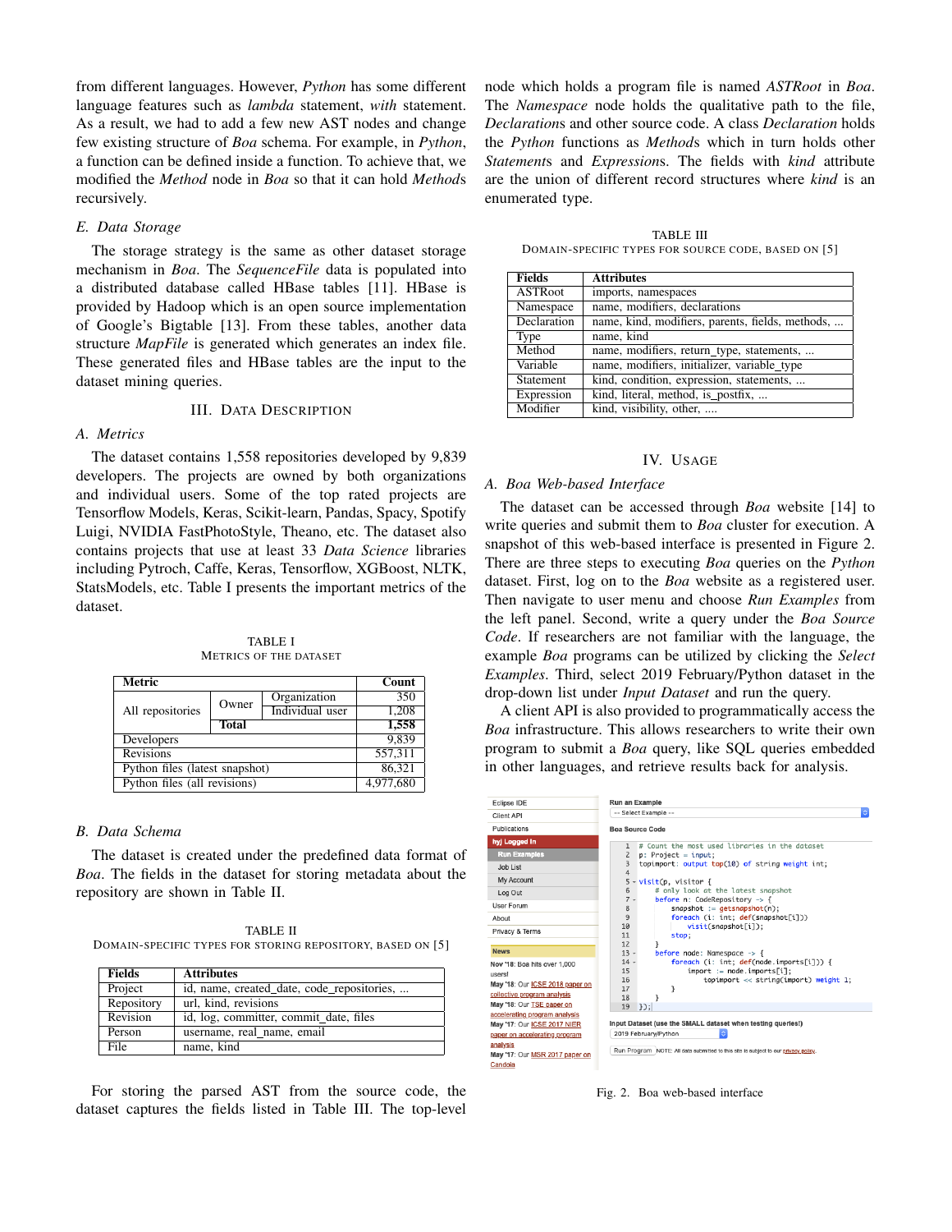from different languages. However, *Python* has some different language features such as *lambda* statement, *with* statement. As a result, we had to add a few new AST nodes and change few existing structure of *Boa* schema. For example, in *Python*, a function can be defined inside a function. To achieve that, we modified the *Method* node in *Boa* so that it can hold *Methods* recursively.

### E. Data Storage

The storage strategy is the same as other dataset storage mechanism in *Boa*. The *SequenceFile* data is populated into a distributed database called HBase tables [11]. HBase is provided by Hadoop which is an open source implementation of Google's Bigtable [13]. From these tables, another data structure *MapFile* is generated which generates an index file. These generated files and HBase tables are the input to the dataset mining queries.

## III. Data Description

### A. Metrics

The dataset contains 1,558 repositories developed by 9,839 developers. The projects are owned by both organizations and individual users. Some of the top rated projects are Tensorflow Models, Keras, Scikit-learn, Pandas, Spacy, Spotify Luigi, NVIDIA FastPhotoStyle, Theano, etc. The dataset also contains projects that use at least 33 *Data Science* libraries including Pytroch, Caffe, Keras, Tensorflow, XGBoost, NLTK, StatsModels, etc. Table I presents the important metrics of the dataset.

TABLE I
Metrics of the Dataset

| Metric | | | Count |
|---|---|---|---|
| All repositories | Owner | Organization | 350 |
| | | Individual user | 1,208 |
| | **Total** | | **1,558** |
| Developers | | | 9,839 |
| Revisions | | | 557,311 |
| Python files (latest snapshot) | | | 86,321 |
| Python files (all revisions) | | | 4,977,680 |

### B. Data Schema

The dataset is created under the predefined data format of *Boa*. The fields in the dataset for storing metadata about the repository are shown in Table II.

TABLE II
Domain-specific types for storing repository, based on [5]

| Fields | Attributes |
|---|---|
| Project | id, name, created_date, code_repositories, ... |
| Repository | url, kind, revisions |
| Revision | id, log, committer, commit_date, files |
| Person | username, real_name, email |
| File | name, kind |

For storing the parsed AST from the source code, the dataset captures the fields listed in Table III. The top-level node which holds a program file is named *ASTRoot* in *Boa*. The *Namespace* node holds the qualitative path to the file, *Declarations* and other source code. A class *Declaration* holds the *Python* functions as *Methods* which in turn holds other *Statements* and *Expressions*. The fields with *kind* attribute are the union of different record structures where *kind* is an enumerated type.

TABLE III
Domain-specific types for source code, based on [5]

| Fields | Attributes |
|---|---|
| ASTRoot | imports, namespaces |
| Namespace | name, modifiers, declarations |
| Declaration | name, kind, modifiers, parents, fields, methods, ... |
| Type | name, kind |
| Method | name, modifiers, return_type, statements, ... |
| Variable | name, modifiers, initializer, variable_type |
| Statement | kind, condition, expression, statements, ... |
| Expression | kind, literal, method, is_postfix, ... |
| Modifier | kind, visibility, other, .... |

## IV. Usage

### A. Boa Web-based Interface

The dataset can be accessed through *Boa* website [14] to write queries and submit them to *Boa* cluster for execution. A snapshot of this web-based interface is presented in Figure 2. There are three steps to executing *Boa* queries on the *Python* dataset. First, log on to the *Boa* website as a registered user. Then navigate to user menu and choose *Run Examples* from the left panel. Second, write a query under the *Boa Source Code*. If researchers are not familiar with the language, the example *Boa* programs can be utilized by clicking the *Select Examples*. Third, select 2019 February/Python dataset in the drop-down list under *Input Dataset* and run the query.

A client API is also provided to programmatically access the *Boa* infrastructure. This allows researchers to write their own program to submit a *Boa* query, like SQL queries embedded in other languages, and retrieve results back for analysis.

Fig. 2. Boa web-based interface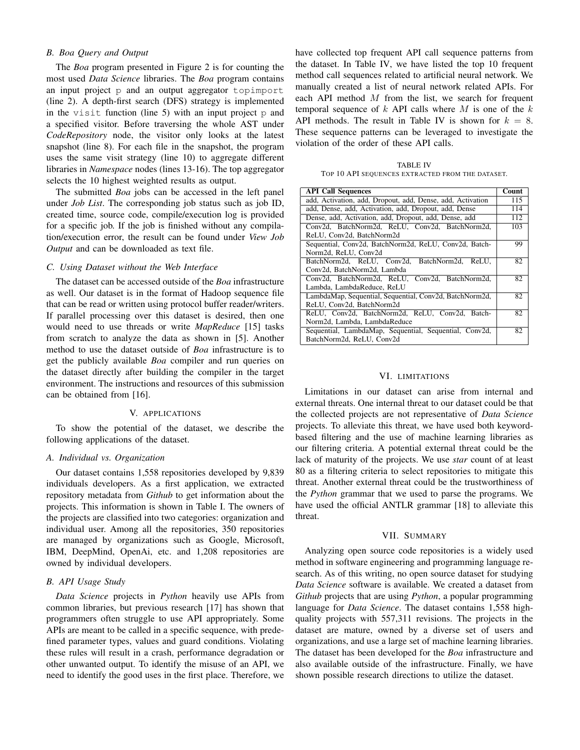### B. Boa Query and Output

The *Boa* program presented in Figure 2 is for counting the most used *Data Science* libraries. The *Boa* program contains an input project `p` and an output aggregator `topimport` (line 2). A depth-first search (DFS) strategy is implemented in the `visit` function (line 5) with an input project `p` and a specified visitor. Before traversing the whole AST under *CodeRepository* node, the visitor only looks at the latest snapshot (line 8). For each file in the snapshot, the program uses the same visit strategy (line 10) to aggregate different libraries in *Namespace* nodes (lines 13-16). The top aggregator selects the 10 highest weighted results as output.

The submitted *Boa* jobs can be accessed in the left panel under *Job List*. The corresponding job status such as job ID, created time, source code, compile/execution log is provided for a specific job. If the job is finished without any compilation/execution error, the result can be found under *View Job Output* and can be downloaded as text file.

### C. Using Dataset without the Web Interface

The dataset can be accessed outside of the *Boa* infrastructure as well. Our dataset is in the format of Hadoop sequence file that can be read or written using protocol buffer reader/writers. If parallel processing over this dataset is desired, then one would need to use threads or write *MapReduce* [15] tasks from scratch to analyze the data as shown in [5]. Another method to use the dataset outside of *Boa* infrastructure is to get the publicly available *Boa* compiler and run queries on the dataset directly after building the compiler in the target environment. The instructions and resources of this submission can be obtained from [16].

## V. Applications

To show the potential of the dataset, we describe the following applications of the dataset.

### A. Individual vs. Organization

Our dataset contains 1,558 repositories developed by 9,839 individuals developers. As a first application, we extracted repository metadata from *Github* to get information about the projects. This information is shown in Table I. The owners of the projects are classified into two categories: organization and individual user. Among all the repositories, 350 repositories are managed by organizations such as Google, Microsoft, IBM, DeepMind, OpenAi, etc. and 1,208 repositories are owned by individual developers.

### B. API Usage Study

*Data Science* projects in *Python* heavily use APIs from common libraries, but previous research [17] has shown that programmers often struggle to use API appropriately. Some APIs are meant to be called in a specific sequence, with predefined parameter types, values and guard conditions. Violating these rules will result in a crash, performance degradation or other unwanted output. To identify the misuse of an API, we need to identify the good uses in the first place. Therefore, we have collected top frequent API call sequence patterns from the dataset. In Table IV, we have listed the top 10 frequent method call sequences related to artificial neural network. We manually created a list of neural network related APIs. For each API method $M$ from the list, we search for frequent temporal sequence of $k$ API calls where $M$ is one of the $k$ API methods. The result in Table IV is shown for $k = 8$. These sequence patterns can be leveraged to investigate the violation of the order of these API calls.

TABLE IV
Top 10 API sequences extracted from the dataset.

| API Call Sequences | Count |
|---|---|
| add, Activation, add, Dropout, add, Dense, add, Activation | 115 |
| add, Dense, add, Activation, add, Dropout, add, Dense | 114 |
| Dense, add, Activation, add, Dropout, add, Dense, add | 112 |
| Conv2d, BatchNorm2d, ReLU, Conv2d, BatchNorm2d, ReLU, Conv2d, BatchNorm2d | 103 |
| Sequential, Conv2d, BatchNorm2d, ReLU, Conv2d, BatchNorm2d, ReLU, Conv2d | 99 |
| BatchNorm2d, ReLU, Conv2d, BatchNorm2d, ReLU, Conv2d, BatchNorm2d, Lambda | 82 |
| Conv2d, BatchNorm2d, ReLU, Conv2d, BatchNorm2d, Lambda, LambdaReduce, ReLU | 82 |
| LambdaMap, Sequential, Sequential, Conv2d, BatchNorm2d, ReLU, Conv2d, BatchNorm2d | 82 |
| ReLU, Conv2d, BatchNorm2d, ReLU, Conv2d, BatchNorm2d, Lambda, LambdaReduce | 82 |
| Sequential, LambdaMap, Sequential, Sequential, Conv2d, BatchNorm2d, ReLU, Conv2d | 82 |

## VI. Limitations

Limitations in our dataset can arise from internal and external threats. One internal threat to our dataset could be that the collected projects are not representative of *Data Science* projects. To alleviate this threat, we have used both keyword-based filtering and the use of machine learning libraries as our filtering criteria. A potential external threat could be the lack of maturity of the projects. We use *star* count of at least 80 as a filtering criteria to select repositories to mitigate this threat. Another external threat could be the trustworthiness of the *Python* grammar that we used to parse the programs. We have used the official ANTLR grammar [18] to alleviate this threat.

## VII. Summary

Analyzing open source code repositories is a widely used method in software engineering and programming language research. As of this writing, no open source dataset for studying *Data Science* software is available. We created a dataset from *Github* projects that are using *Python*, a popular programming language for *Data Science*. The dataset contains 1,558 high-quality projects with 557,311 revisions. The projects in the dataset are mature, owned by a diverse set of users and organizations, and use a large set of machine learning libraries. The dataset has been developed for the *Boa* infrastructure and also available outside of the infrastructure. Finally, we have shown possible research directions to utilize the dataset.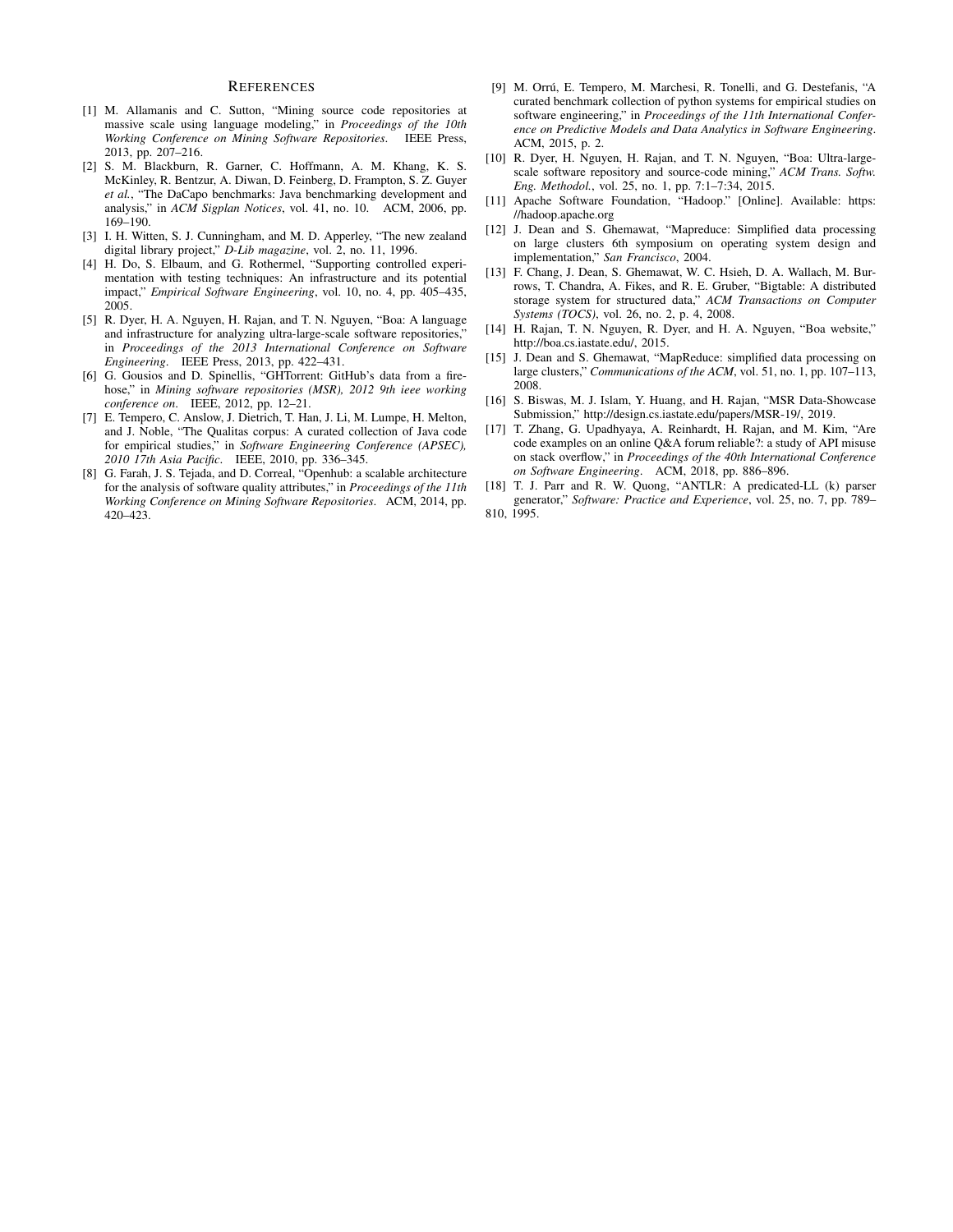## References

[1] M. Allamanis and C. Sutton, "Mining source code repositories at massive scale using language modeling," in *Proceedings of the 10th Working Conference on Mining Software Repositories*. IEEE Press, 2013, pp. 207–216.

[2] S. M. Blackburn, R. Garner, C. Hoffmann, A. M. Khang, K. S. McKinley, R. Bentzur, A. Diwan, D. Feinberg, D. Frampton, S. Z. Guyer *et al.*, "The DaCapo benchmarks: Java benchmarking development and analysis," in *ACM Sigplan Notices*, vol. 41, no. 10. ACM, 2006, pp. 169–190.

[3] I. H. Witten, S. J. Cunningham, and M. D. Apperley, "The new zealand digital library project," *D-Lib magazine*, vol. 2, no. 11, 1996.

[4] H. Do, S. Elbaum, and G. Rothermel, "Supporting controlled experimentation with testing techniques: An infrastructure and its potential impact," *Empirical Software Engineering*, vol. 10, no. 4, pp. 405–435, 2005.

[5] R. Dyer, H. A. Nguyen, H. Rajan, and T. N. Nguyen, "Boa: A language and infrastructure for analyzing ultra-large-scale software repositories," in *Proceedings of the 2013 International Conference on Software Engineering*. IEEE Press, 2013, pp. 422–431.

[6] G. Gousios and D. Spinellis, "GHTorrent: GitHub's data from a firehose," in *Mining software repositories (MSR), 2012 9th ieee working conference on*. IEEE, 2012, pp. 12–21.

[7] E. Tempero, C. Anslow, J. Dietrich, T. Han, J. Li, M. Lumpe, H. Melton, and J. Noble, "The Qualitas corpus: A curated collection of Java code for empirical studies," in *Software Engineering Conference (APSEC), 2010 17th Asia Pacific*. IEEE, 2010, pp. 336–345.

[8] G. Farah, J. S. Tejada, and D. Correal, "Openhub: a scalable architecture for the analysis of software quality attributes," in *Proceedings of the 11th Working Conference on Mining Software Repositories*. ACM, 2014, pp. 420–423.

[9] M. Orrú, E. Tempero, M. Marchesi, R. Tonelli, and G. Destefanis, "A curated benchmark collection of python systems for empirical studies on software engineering," in *Proceedings of the 11th International Conference on Predictive Models and Data Analytics in Software Engineering*. ACM, 2015, p. 2.

[10] R. Dyer, H. Nguyen, H. Rajan, and T. N. Nguyen, "Boa: Ultra-large-scale software repository and source-code mining," *ACM Trans. Softw. Eng. Methodol.*, vol. 25, no. 1, pp. 7:1–7:34, 2015.

[11] Apache Software Foundation, "Hadoop." [Online]. Available: https://hadoop.apache.org

[12] J. Dean and S. Ghemawat, "Mapreduce: Simplified data processing on large clusters 6th symposium on operating system design and implementation," *San Francisco*, 2004.

[13] F. Chang, J. Dean, S. Ghemawat, W. C. Hsieh, D. A. Wallach, M. Burrows, T. Chandra, A. Fikes, and R. E. Gruber, "Bigtable: A distributed storage system for structured data," *ACM Transactions on Computer Systems (TOCS)*, vol. 26, no. 2, p. 4, 2008.

[14] H. Rajan, T. N. Nguyen, R. Dyer, and H. A. Nguyen, "Boa website," http://boa.cs.iastate.edu/, 2015.

[15] J. Dean and S. Ghemawat, "MapReduce: simplified data processing on large clusters," *Communications of the ACM*, vol. 51, no. 1, pp. 107–113, 2008.

[16] S. Biswas, M. J. Islam, Y. Huang, and H. Rajan, "MSR Data-Showcase Submission," http://design.cs.iastate.edu/papers/MSR-19/, 2019.

[17] T. Zhang, G. Upadhyaya, A. Reinhardt, H. Rajan, and M. Kim, "Are code examples on an online Q&A forum reliable?: a study of API misuse on stack overflow," in *Proceedings of the 40th International Conference on Software Engineering*. ACM, 2018, pp. 886–896.

[18] T. J. Parr and R. W. Quong, "ANTLR: A predicated-LL (k) parser generator," *Software: Practice and Experience*, vol. 25, no. 7, pp. 789–810, 1995.